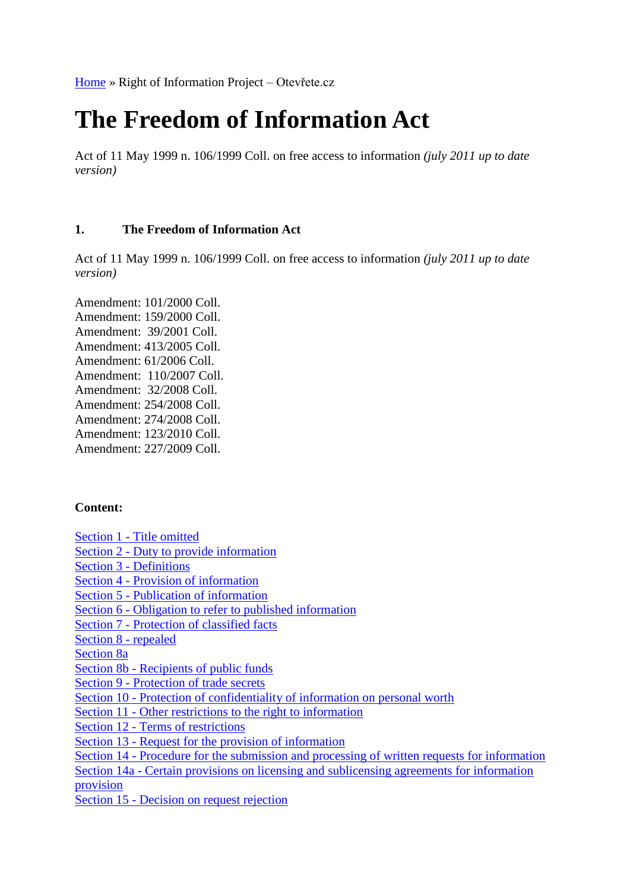[Home](#) » Right of Information Project – Otevřete.cz

# The Freedom of Information Act

Act of 11 May 1999 n. 106/1999 Coll. on free access to information *(july 2011 up to date version)*

## 1. The Freedom of Information Act

Act of 11 May 1999 n. 106/1999 Coll. on free access to information *(july 2011 up to date version)*

Amendment: 101/2000 Coll.
Amendment: 159/2000 Coll.
Amendment: 39/2001 Coll.
Amendment: 413/2005 Coll.
Amendment: 61/2006 Coll.
Amendment: 110/2007 Coll.
Amendment: 32/2008 Coll.
Amendment: 254/2008 Coll.
Amendment: 274/2008 Coll.
Amendment: 123/2010 Coll.
Amendment: 227/2009 Coll.

**Content:**

[Section 1 - Title omitted](#)
[Section 2 - Duty to provide information](#)
[Section 3 - Definitions](#)
[Section 4 - Provision of information](#)
[Section 5 - Publication of information](#)
[Section 6 - Obligation to refer to published information](#)
[Section 7 - Protection of classified facts](#)
[Section 8 - repealed](#)
[Section 8a](#)
[Section 8b - Recipients of public funds](#)
[Section 9 - Protection of trade secrets](#)
[Section 10 - Protection of confidentiality of information on personal worth](#)
[Section 11 - Other restrictions to the right to information](#)
[Section 12 - Terms of restrictions](#)
[Section 13 - Request for the provision of information](#)
[Section 14 - Procedure for the submission and processing of written requests for information](#)
[Section 14a - Certain provisions on licensing and sublicensing agreements for information provision](#)
[Section 15 - Decision on request rejection](#)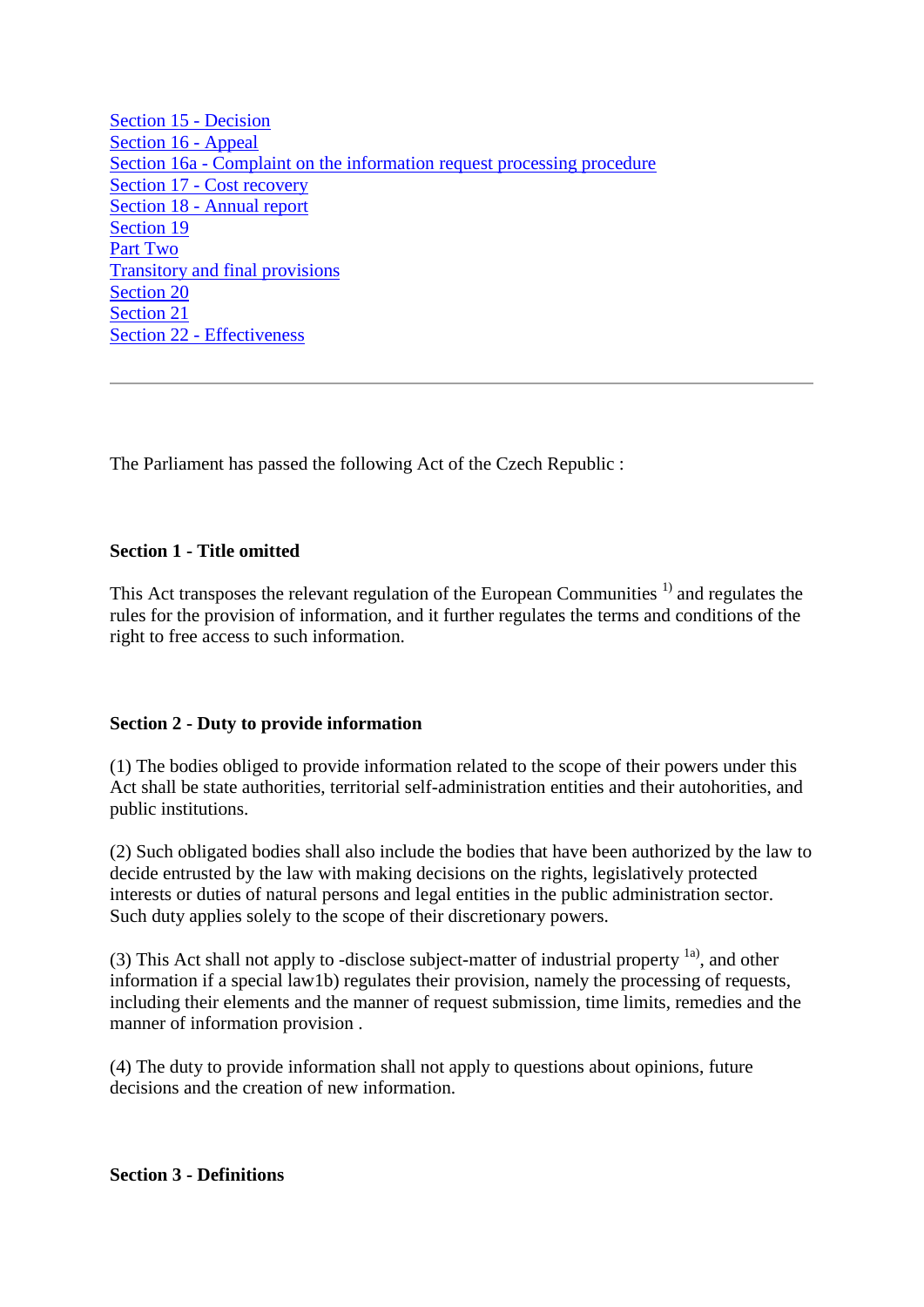Section 15 - Decision
Section 16 - Appeal
Section 16a - Complaint on the information request processing procedure
Section 17 - Cost recovery
Section 18 - Annual report
Section 19
Part Two
Transitory and final provisions
Section 20
Section 21
Section 22 - Effectiveness

---

The Parliament has passed the following Act of the Czech Republic :

**Section 1 - Title omitted**

This Act transposes the relevant regulation of the European Communities [1)] and regulates the rules for the provision of information, and it further regulates the terms and conditions of the right to free access to such information.

**Section 2 - Duty to provide information**

(1) The bodies obliged to provide information related to the scope of their powers under this Act shall be state authorities, territorial self-administration entities and their autohorities, and public institutions.

(2) Such obligated bodies shall also include the bodies that have been authorized by the law to decide entrusted by the law with making decisions on the rights, legislatively protected interests or duties of natural persons and legal entities in the public administration sector. Such duty applies solely to the scope of their discretionary powers.

(3) This Act shall not apply to -disclose subject-matter of industrial property [1a)], and other information if a special law1b) regulates their provision, namely the processing of requests, including their elements and the manner of request submission, time limits, remedies and the manner of information provision .

(4) The duty to provide information shall not apply to questions about opinions, future decisions and the creation of new information.

**Section 3 - Definitions**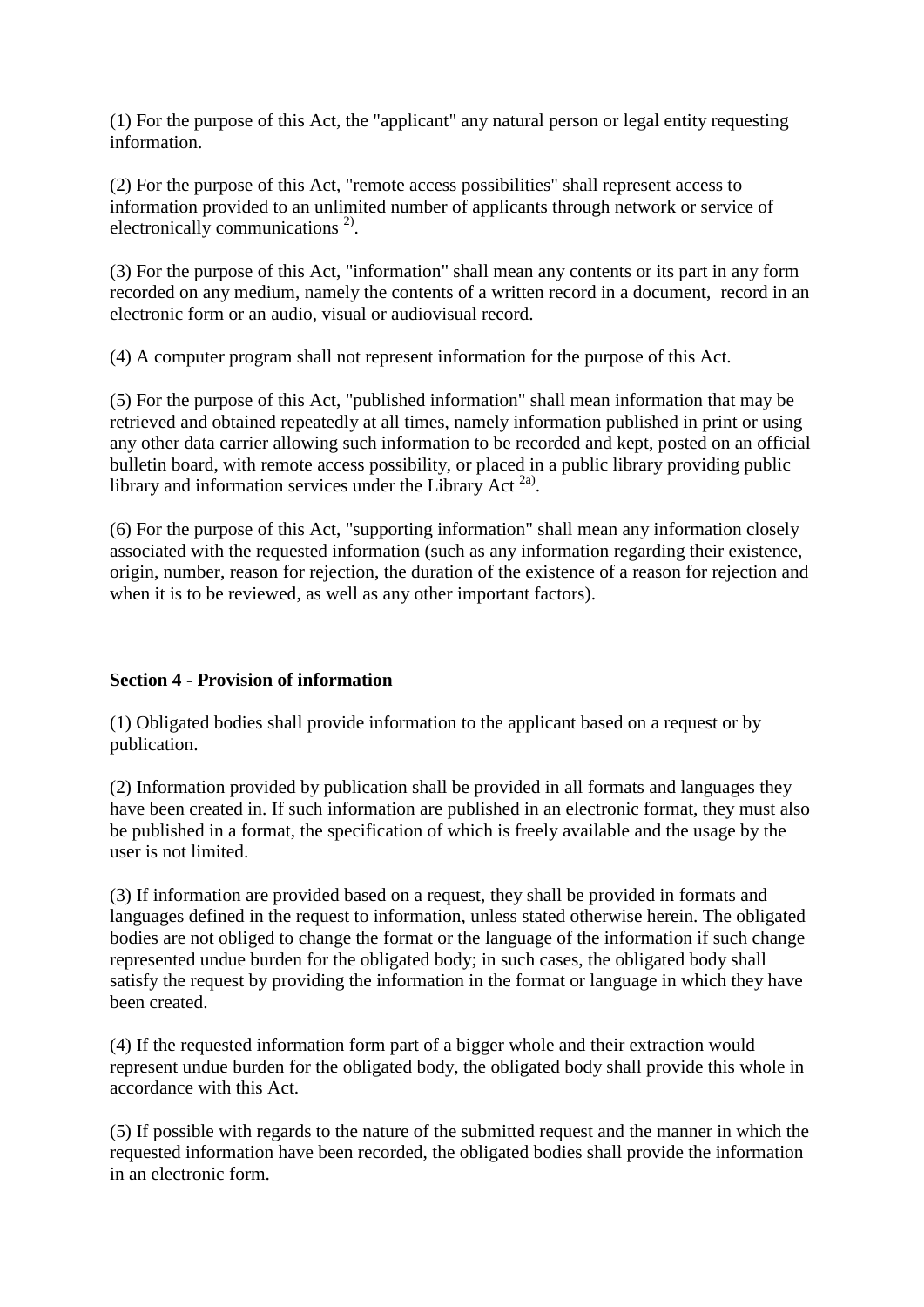(1) For the purpose of this Act, the "applicant" any natural person or legal entity requesting information.

(2) For the purpose of this Act, "remote access possibilities" shall represent access to information provided to an unlimited number of applicants through network or service of electronically communications [2)].

(3) For the purpose of this Act, "information" shall mean any contents or its part in any form recorded on any medium, namely the contents of a written record in a document, record in an electronic form or an audio, visual or audiovisual record.

(4) A computer program shall not represent information for the purpose of this Act.

(5) For the purpose of this Act, "published information" shall mean information that may be retrieved and obtained repeatedly at all times, namely information published in print or using any other data carrier allowing such information to be recorded and kept, posted on an official bulletin board, with remote access possibility, or placed in a public library providing public library and information services under the Library Act [2a)].

(6) For the purpose of this Act, "supporting information" shall mean any information closely associated with the requested information (such as any information regarding their existence, origin, number, reason for rejection, the duration of the existence of a reason for rejection and when it is to be reviewed, as well as any other important factors).

**Section 4 - Provision of information**

(1) Obligated bodies shall provide information to the applicant based on a request or by publication.

(2) Information provided by publication shall be provided in all formats and languages they have been created in. If such information are published in an electronic format, they must also be published in a format, the specification of which is freely available and the usage by the user is not limited.

(3) If information are provided based on a request, they shall be provided in formats and languages defined in the request to information, unless stated otherwise herein. The obligated bodies are not obliged to change the format or the language of the information if such change represented undue burden for the obligated body; in such cases, the obligated body shall satisfy the request by providing the information in the format or language in which they have been created.

(4) If the requested information form part of a bigger whole and their extraction would represent undue burden for the obligated body, the obligated body shall provide this whole in accordance with this Act.

(5) If possible with regards to the nature of the submitted request and the manner in which the requested information have been recorded, the obligated bodies shall provide the information in an electronic form.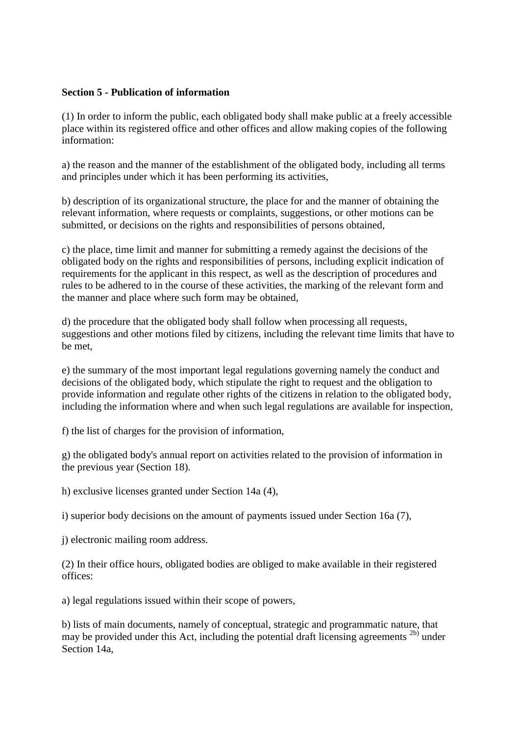**Section 5 - Publication of information**

(1) In order to inform the public, each obligated body shall make public at a freely accessible place within its registered office and other offices and allow making copies of the following information:

a) the reason and the manner of the establishment of the obligated body, including all terms and principles under which it has been performing its activities,

b) description of its organizational structure, the place for and the manner of obtaining the relevant information, where requests or complaints, suggestions, or other motions can be submitted, or decisions on the rights and responsibilities of persons obtained,

c) the place, time limit and manner for submitting a remedy against the decisions of the obligated body on the rights and responsibilities of persons, including explicit indication of requirements for the applicant in this respect, as well as the description of procedures and rules to be adhered to in the course of these activities, the marking of the relevant form and the manner and place where such form may be obtained,

d) the procedure that the obligated body shall follow when processing all requests, suggestions and other motions filed by citizens, including the relevant time limits that have to be met,

e) the summary of the most important legal regulations governing namely the conduct and decisions of the obligated body, which stipulate the right to request and the obligation to provide information and regulate other rights of the citizens in relation to the obligated body, including the information where and when such legal regulations are available for inspection,

f) the list of charges for the provision of information,

g) the obligated body's annual report on activities related to the provision of information in the previous year (Section 18).

h) exclusive licenses granted under Section 14a (4),

i) superior body decisions on the amount of payments issued under Section 16a (7),

j) electronic mailing room address.

(2) In their office hours, obligated bodies are obliged to make available in their registered offices:

a) legal regulations issued within their scope of powers,

b) lists of main documents, namely of conceptual, strategic and programmatic nature, that may be provided under this Act, including the potential draft licensing agreements [2b)] under Section 14a,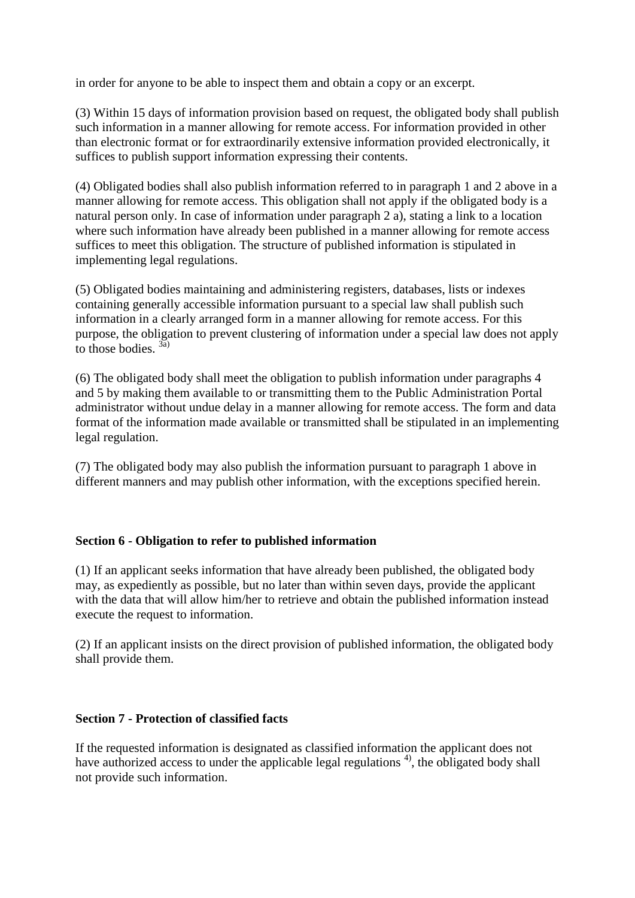in order for anyone to be able to inspect them and obtain a copy or an excerpt.

(3) Within 15 days of information provision based on request, the obligated body shall publish such information in a manner allowing for remote access. For information provided in other than electronic format or for extraordinarily extensive information provided electronically, it suffices to publish support information expressing their contents.

(4) Obligated bodies shall also publish information referred to in paragraph 1 and 2 above in a manner allowing for remote access. This obligation shall not apply if the obligated body is a natural person only. In case of information under paragraph 2 a), stating a link to a location where such information have already been published in a manner allowing for remote access suffices to meet this obligation. The structure of published information is stipulated in implementing legal regulations.

(5) Obligated bodies maintaining and administering registers, databases, lists or indexes containing generally accessible information pursuant to a special law shall publish such information in a clearly arranged form in a manner allowing for remote access. For this purpose, the obligation to prevent clustering of information under a special law does not apply to those bodies. [3a)]

(6) The obligated body shall meet the obligation to publish information under paragraphs 4 and 5 by making them available to or transmitting them to the Public Administration Portal administrator without undue delay in a manner allowing for remote access. The form and data format of the information made available or transmitted shall be stipulated in an implementing legal regulation.

(7) The obligated body may also publish the information pursuant to paragraph 1 above in different manners and may publish other information, with the exceptions specified herein.

**Section 6 - Obligation to refer to published information**

(1) If an applicant seeks information that have already been published, the obligated body may, as expediently as possible, but no later than within seven days, provide the applicant with the data that will allow him/her to retrieve and obtain the published information instead execute the request to information.

(2) If an applicant insists on the direct provision of published information, the obligated body shall provide them.

**Section 7 - Protection of classified facts**

If the requested information is designated as classified information the applicant does not have authorized access to under the applicable legal regulations [4)], the obligated body shall not provide such information.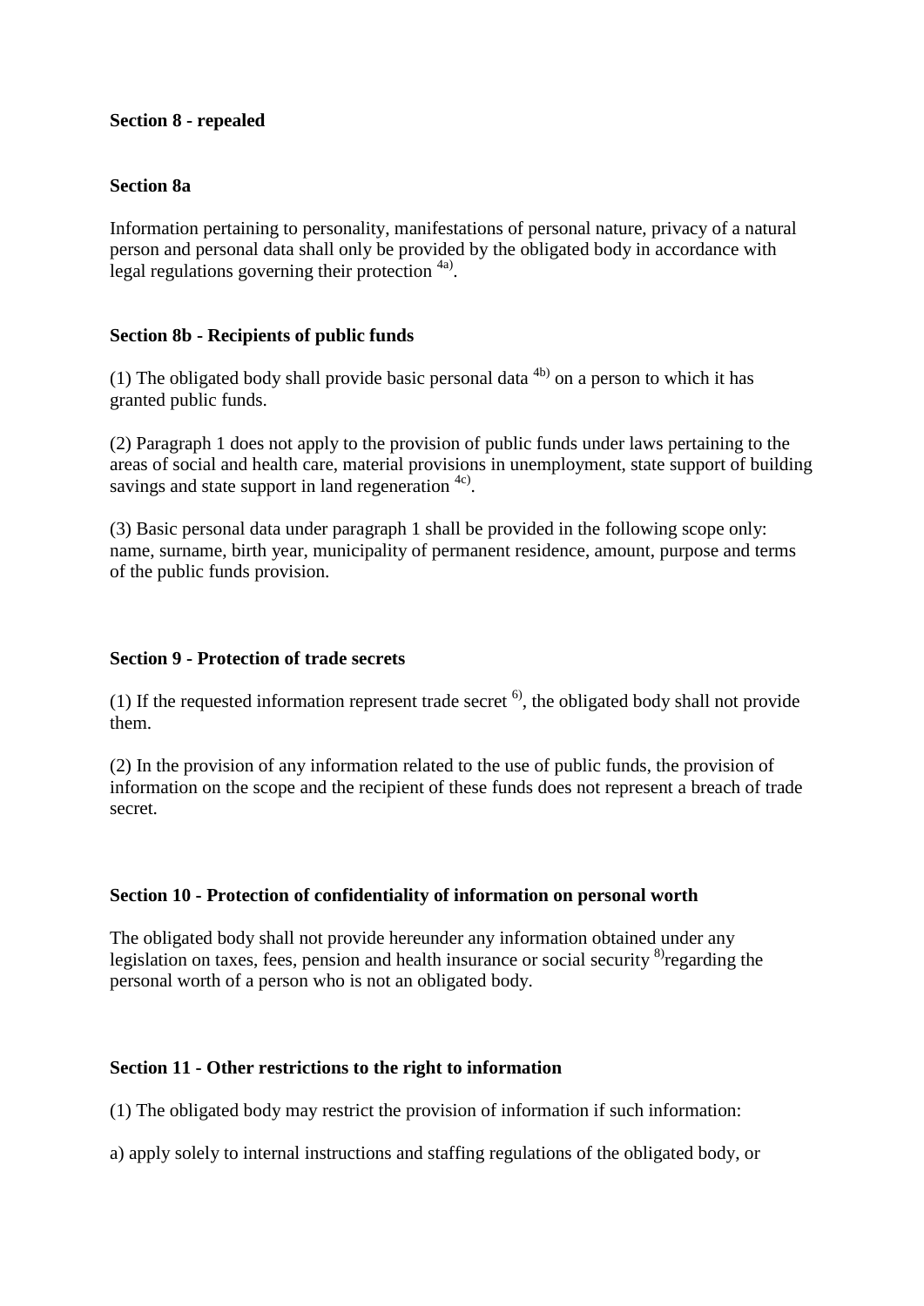**Section 8 - repealed**

**Section 8a**

Information pertaining to personality, manifestations of personal nature, privacy of a natural person and personal data shall only be provided by the obligated body in accordance with legal regulations governing their protection [4a)].

**Section 8b - Recipients of public funds**

(1) The obligated body shall provide basic personal data [4b)] on a person to which it has granted public funds.

(2) Paragraph 1 does not apply to the provision of public funds under laws pertaining to the areas of social and health care, material provisions in unemployment, state support of building savings and state support in land regeneration [4c)].

(3) Basic personal data under paragraph 1 shall be provided in the following scope only: name, surname, birth year, municipality of permanent residence, amount, purpose and terms of the public funds provision.

**Section 9 - Protection of trade secrets**

(1) If the requested information represent trade secret [6)], the obligated body shall not provide them.

(2) In the provision of any information related to the use of public funds, the provision of information on the scope and the recipient of these funds does not represent a breach of trade secret.

**Section 10 - Protection of confidentiality of information on personal worth**

The obligated body shall not provide hereunder any information obtained under any legislation on taxes, fees, pension and health insurance or social security [8)]regarding the personal worth of a person who is not an obligated body.

**Section 11 - Other restrictions to the right to information**

(1) The obligated body may restrict the provision of information if such information:

a) apply solely to internal instructions and staffing regulations of the obligated body, or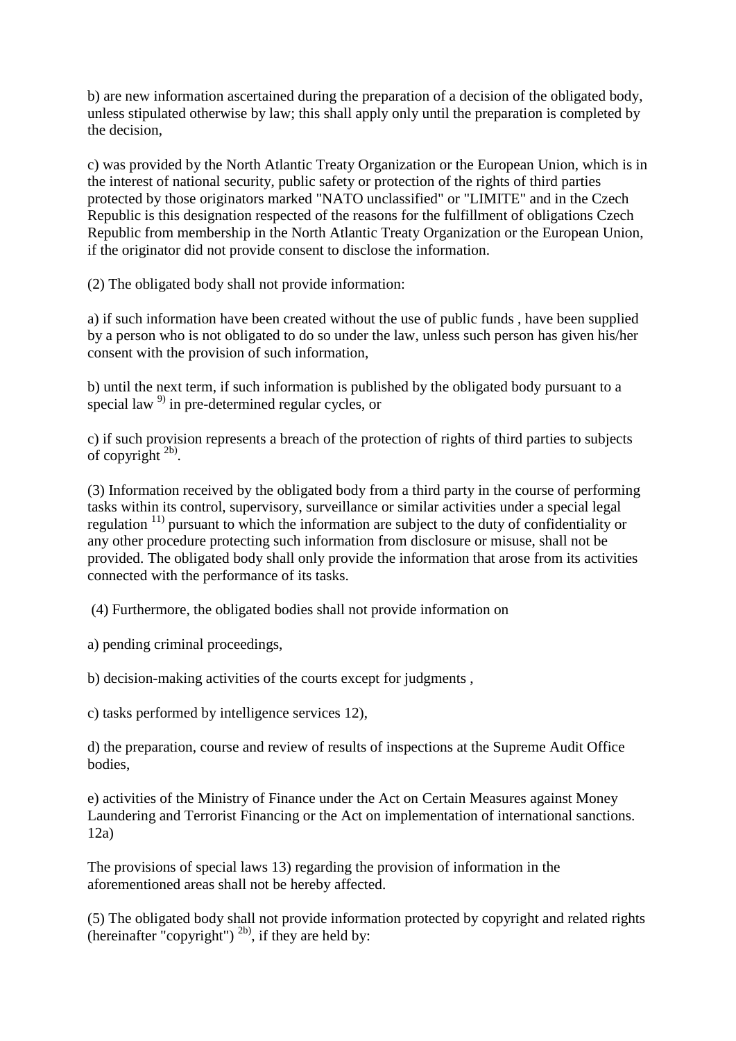b) are new information ascertained during the preparation of a decision of the obligated body, unless stipulated otherwise by law; this shall apply only until the preparation is completed by the decision,

c) was provided by the North Atlantic Treaty Organization or the European Union, which is in the interest of national security, public safety or protection of the rights of third parties protected by those originators marked "NATO unclassified" or "LIMITE" and in the Czech Republic is this designation respected of the reasons for the fulfillment of obligations Czech Republic from membership in the North Atlantic Treaty Organization or the European Union, if the originator did not provide consent to disclose the information.

(2) The obligated body shall not provide information:

a) if such information have been created without the use of public funds , have been supplied by a person who is not obligated to do so under the law, unless such person has given his/her consent with the provision of such information,

b) until the next term, if such information is published by the obligated body pursuant to a special law [9)] in pre-determined regular cycles, or

c) if such provision represents a breach of the protection of rights of third parties to subjects of copyright [2b)].

(3) Information received by the obligated body from a third party in the course of performing tasks within its control, supervisory, surveillance or similar activities under a special legal regulation [11)] pursuant to which the information are subject to the duty of confidentiality or any other procedure protecting such information from disclosure or misuse, shall not be provided. The obligated body shall only provide the information that arose from its activities connected with the performance of its tasks.

(4) Furthermore, the obligated bodies shall not provide information on

a) pending criminal proceedings,

b) decision-making activities of the courts except for judgments ,

c) tasks performed by intelligence services 12),

d) the preparation, course and review of results of inspections at the Supreme Audit Office bodies,

e) activities of the Ministry of Finance under the Act on Certain Measures against Money Laundering and Terrorist Financing or the Act on implementation of international sanctions. 12a)

The provisions of special laws 13) regarding the provision of information in the aforementioned areas shall not be hereby affected.

(5) The obligated body shall not provide information protected by copyright and related rights (hereinafter "copyright") [2b)], if they are held by: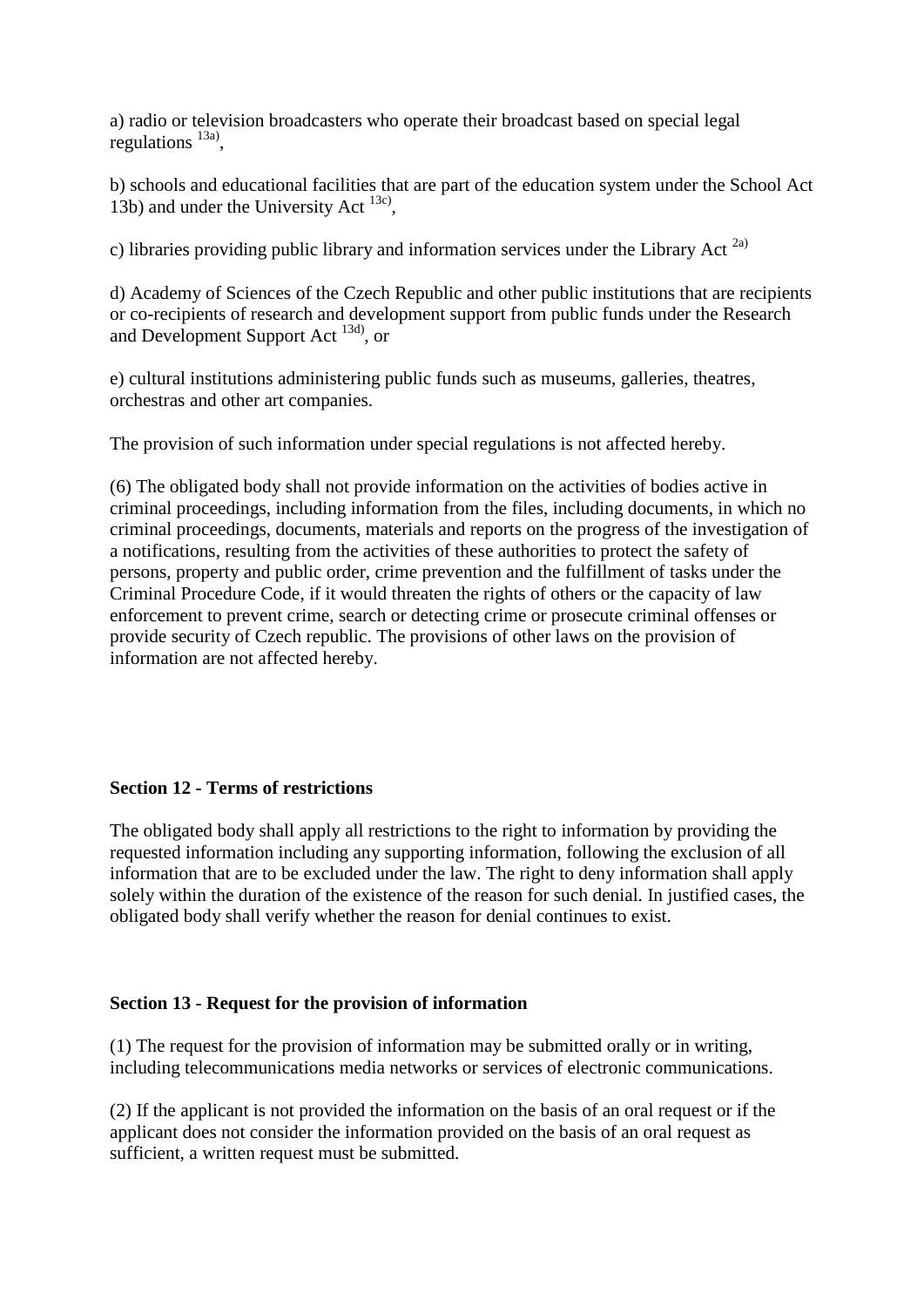a) radio or television broadcasters who operate their broadcast based on special legal regulations [13a)],

b) schools and educational facilities that are part of the education system under the School Act 13b) and under the University Act [13c)],

c) libraries providing public library and information services under the Library Act [2a)]

d) Academy of Sciences of the Czech Republic and other public institutions that are recipients or co-recipients of research and development support from public funds under the Research and Development Support Act [13d)], or

e) cultural institutions administering public funds such as museums, galleries, theatres, orchestras and other art companies.

The provision of such information under special regulations is not affected hereby.

(6) The obligated body shall not provide information on the activities of bodies active in criminal proceedings, including information from the files, including documents, in which no criminal proceedings, documents, materials and reports on the progress of the investigation of a notifications, resulting from the activities of these authorities to protect the safety of persons, property and public order, crime prevention and the fulfillment of tasks under the Criminal Procedure Code, if it would threaten the rights of others or the capacity of law enforcement to prevent crime, search or detecting crime or prosecute criminal offenses or provide security of Czech republic. The provisions of other laws on the provision of information are not affected hereby.

**Section 12 - Terms of restrictions**

The obligated body shall apply all restrictions to the right to information by providing the requested information including any supporting information, following the exclusion of all information that are to be excluded under the law. The right to deny information shall apply solely within the duration of the existence of the reason for such denial. In justified cases, the obligated body shall verify whether the reason for denial continues to exist.

**Section 13 - Request for the provision of information**

(1) The request for the provision of information may be submitted orally or in writing, including telecommunications media networks or services of electronic communications.

(2) If the applicant is not provided the information on the basis of an oral request or if the applicant does not consider the information provided on the basis of an oral request as sufficient, a written request must be submitted.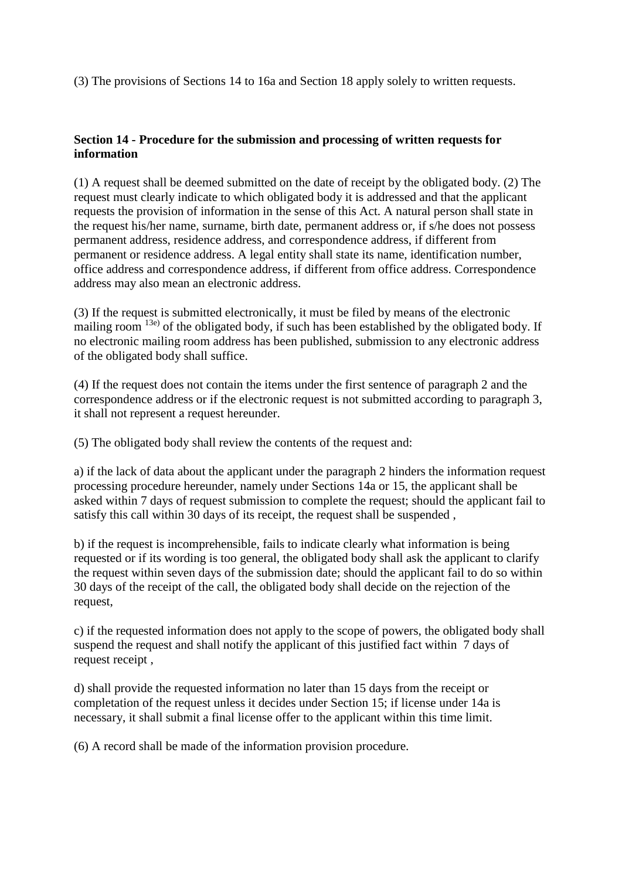(3) The provisions of Sections 14 to 16a and Section 18 apply solely to written requests.

**Section 14 - Procedure for the submission and processing of written requests for information**

(1) A request shall be deemed submitted on the date of receipt by the obligated body. (2) The request must clearly indicate to which obligated body it is addressed and that the applicant requests the provision of information in the sense of this Act. A natural person shall state in the request his/her name, surname, birth date, permanent address or, if s/he does not possess permanent address, residence address, and correspondence address, if different from permanent or residence address. A legal entity shall state its name, identification number, office address and correspondence address, if different from office address. Correspondence address may also mean an electronic address.

(3) If the request is submitted electronically, it must be filed by means of the electronic mailing room [13e)] of the obligated body, if such has been established by the obligated body. If no electronic mailing room address has been published, submission to any electronic address of the obligated body shall suffice.

(4) If the request does not contain the items under the first sentence of paragraph 2 and the correspondence address or if the electronic request is not submitted according to paragraph 3, it shall not represent a request hereunder.

(5) The obligated body shall review the contents of the request and:

a) if the lack of data about the applicant under the paragraph 2 hinders the information request processing procedure hereunder, namely under Sections 14a or 15, the applicant shall be asked within 7 days of request submission to complete the request; should the applicant fail to satisfy this call within 30 days of its receipt, the request shall be suspended ,

b) if the request is incomprehensible, fails to indicate clearly what information is being requested or if its wording is too general, the obligated body shall ask the applicant to clarify the request within seven days of the submission date; should the applicant fail to do so within 30 days of the receipt of the call, the obligated body shall decide on the rejection of the request,

c) if the requested information does not apply to the scope of powers, the obligated body shall suspend the request and shall notify the applicant of this justified fact within 7 days of request receipt ,

d) shall provide the requested information no later than 15 days from the receipt or completation of the request unless it decides under Section 15; if license under 14a is necessary, it shall submit a final license offer to the applicant within this time limit.

(6) A record shall be made of the information provision procedure.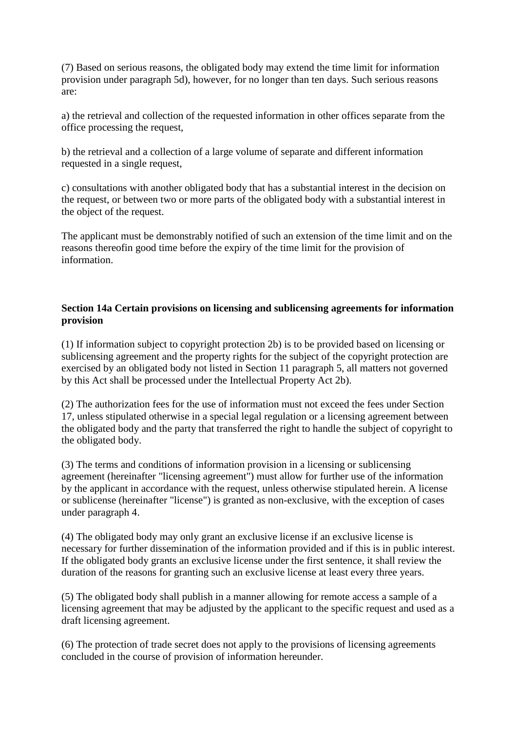(7) Based on serious reasons, the obligated body may extend the time limit for information provision under paragraph 5d), however, for no longer than ten days. Such serious reasons are:

a) the retrieval and collection of the requested information in other offices separate from the office processing the request,

b) the retrieval and a collection of a large volume of separate and different information requested in a single request,

c) consultations with another obligated body that has a substantial interest in the decision on the request, or between two or more parts of the obligated body with a substantial interest in the object of the request.

The applicant must be demonstrably notified of such an extension of the time limit and on the reasons thereofin good time before the expiry of the time limit for the provision of information.

**Section 14a Certain provisions on licensing and sublicensing agreements for information provision**

(1) If information subject to copyright protection 2b) is to be provided based on licensing or sublicensing agreement and the property rights for the subject of the copyright protection are exercised by an obligated body not listed in Section 11 paragraph 5, all matters not governed by this Act shall be processed under the Intellectual Property Act 2b).

(2) The authorization fees for the use of information must not exceed the fees under Section 17, unless stipulated otherwise in a special legal regulation or a licensing agreement between the obligated body and the party that transferred the right to handle the subject of copyright to the obligated body.

(3) The terms and conditions of information provision in a licensing or sublicensing agreement (hereinafter "licensing agreement") must allow for further use of the information by the applicant in accordance with the request, unless otherwise stipulated herein. A license or sublicense (hereinafter "license") is granted as non-exclusive, with the exception of cases under paragraph 4.

(4) The obligated body may only grant an exclusive license if an exclusive license is necessary for further dissemination of the information provided and if this is in public interest. If the obligated body grants an exclusive license under the first sentence, it shall review the duration of the reasons for granting such an exclusive license at least every three years.

(5) The obligated body shall publish in a manner allowing for remote access a sample of a licensing agreement that may be adjusted by the applicant to the specific request and used as a draft licensing agreement.

(6) The protection of trade secret does not apply to the provisions of licensing agreements concluded in the course of provision of information hereunder.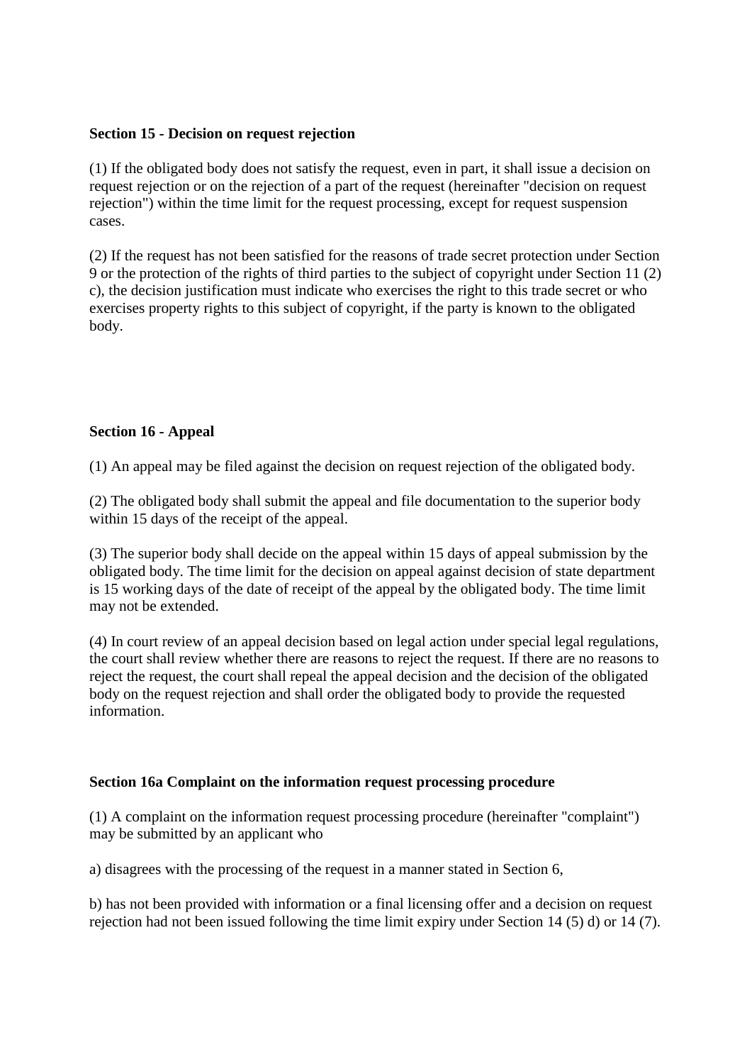**Section 15 - Decision on request rejection**

(1) If the obligated body does not satisfy the request, even in part, it shall issue a decision on request rejection or on the rejection of a part of the request (hereinafter "decision on request rejection") within the time limit for the request processing, except for request suspension cases.

(2) If the request has not been satisfied for the reasons of trade secret protection under Section 9 or the protection of the rights of third parties to the subject of copyright under Section 11 (2) c), the decision justification must indicate who exercises the right to this trade secret or who exercises property rights to this subject of copyright, if the party is known to the obligated body.

**Section 16 - Appeal**

(1) An appeal may be filed against the decision on request rejection of the obligated body.

(2) The obligated body shall submit the appeal and file documentation to the superior body within 15 days of the receipt of the appeal.

(3) The superior body shall decide on the appeal within 15 days of appeal submission by the obligated body. The time limit for the decision on appeal against decision of state department is 15 working days of the date of receipt of the appeal by the obligated body. The time limit may not be extended.

(4) In court review of an appeal decision based on legal action under special legal regulations, the court shall review whether there are reasons to reject the request. If there are no reasons to reject the request, the court shall repeal the appeal decision and the decision of the obligated body on the request rejection and shall order the obligated body to provide the requested information.

**Section 16a Complaint on the information request processing procedure**

(1) A complaint on the information request processing procedure (hereinafter "complaint") may be submitted by an applicant who

a) disagrees with the processing of the request in a manner stated in Section 6,

b) has not been provided with information or a final licensing offer and a decision on request rejection had not been issued following the time limit expiry under Section 14 (5) d) or 14 (7).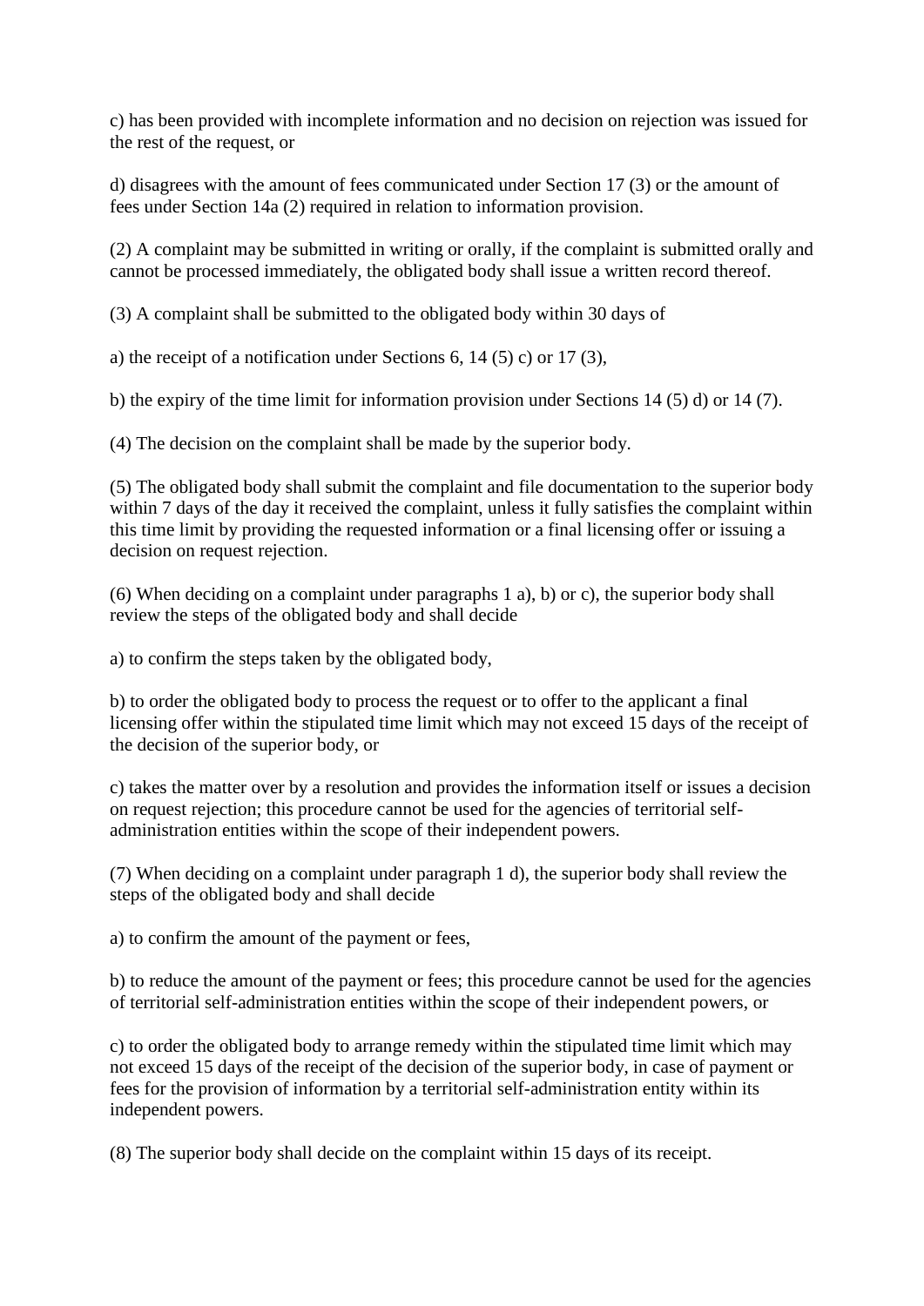c) has been provided with incomplete information and no decision on rejection was issued for the rest of the request, or

d) disagrees with the amount of fees communicated under Section 17 (3) or the amount of fees under Section 14a (2) required in relation to information provision.

(2) A complaint may be submitted in writing or orally, if the complaint is submitted orally and cannot be processed immediately, the obligated body shall issue a written record thereof.

(3) A complaint shall be submitted to the obligated body within 30 days of

a) the receipt of a notification under Sections 6, 14 (5) c) or 17 (3),

b) the expiry of the time limit for information provision under Sections 14 (5) d) or 14 (7).

(4) The decision on the complaint shall be made by the superior body.

(5) The obligated body shall submit the complaint and file documentation to the superior body within 7 days of the day it received the complaint, unless it fully satisfies the complaint within this time limit by providing the requested information or a final licensing offer or issuing a decision on request rejection.

(6) When deciding on a complaint under paragraphs 1 a), b) or c), the superior body shall review the steps of the obligated body and shall decide

a) to confirm the steps taken by the obligated body,

b) to order the obligated body to process the request or to offer to the applicant a final licensing offer within the stipulated time limit which may not exceed 15 days of the receipt of the decision of the superior body, or

c) takes the matter over by a resolution and provides the information itself or issues a decision on request rejection; this procedure cannot be used for the agencies of territorial self-administration entities within the scope of their independent powers.

(7) When deciding on a complaint under paragraph 1 d), the superior body shall review the steps of the obligated body and shall decide

a) to confirm the amount of the payment or fees,

b) to reduce the amount of the payment or fees; this procedure cannot be used for the agencies of territorial self-administration entities within the scope of their independent powers, or

c) to order the obligated body to arrange remedy within the stipulated time limit which may not exceed 15 days of the receipt of the decision of the superior body, in case of payment or fees for the provision of information by a territorial self-administration entity within its independent powers.

(8) The superior body shall decide on the complaint within 15 days of its receipt.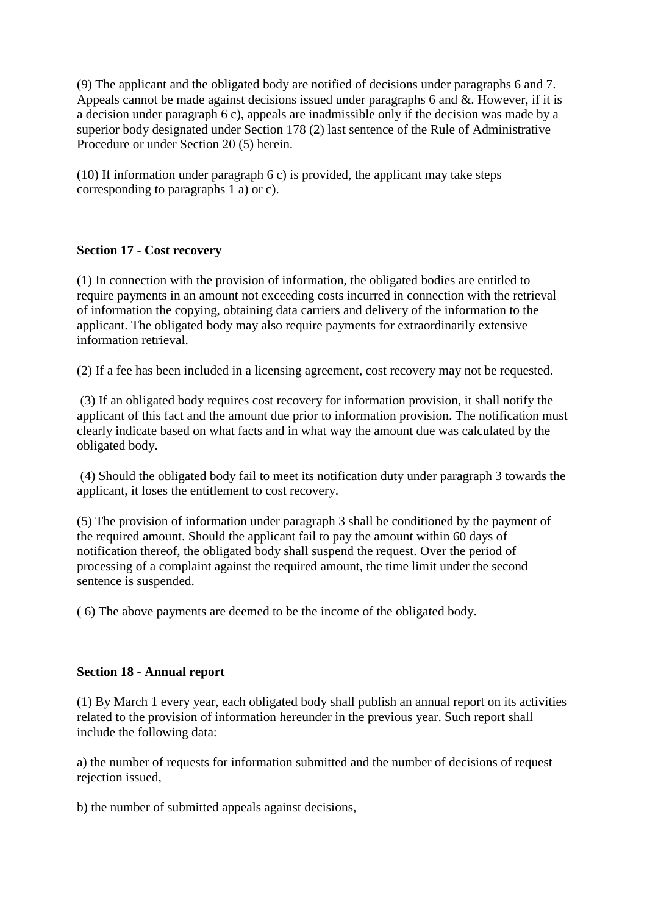(9) The applicant and the obligated body are notified of decisions under paragraphs 6 and 7. Appeals cannot be made against decisions issued under paragraphs 6 and &. However, if it is a decision under paragraph 6 c), appeals are inadmissible only if the decision was made by a superior body designated under Section 178 (2) last sentence of the Rule of Administrative Procedure or under Section 20 (5) herein.

(10) If information under paragraph 6 c) is provided, the applicant may take steps corresponding to paragraphs 1 a) or c).

**Section 17 - Cost recovery**

(1) In connection with the provision of information, the obligated bodies are entitled to require payments in an amount not exceeding costs incurred in connection with the retrieval of information the copying, obtaining data carriers and delivery of the information to the applicant. The obligated body may also require payments for extraordinarily extensive information retrieval.

(2) If a fee has been included in a licensing agreement, cost recovery may not be requested.

(3) If an obligated body requires cost recovery for information provision, it shall notify the applicant of this fact and the amount due prior to information provision. The notification must clearly indicate based on what facts and in what way the amount due was calculated by the obligated body.

(4) Should the obligated body fail to meet its notification duty under paragraph 3 towards the applicant, it loses the entitlement to cost recovery.

(5) The provision of information under paragraph 3 shall be conditioned by the payment of the required amount. Should the applicant fail to pay the amount within 60 days of notification thereof, the obligated body shall suspend the request. Over the period of processing of a complaint against the required amount, the time limit under the second sentence is suspended.

( 6) The above payments are deemed to be the income of the obligated body.

**Section 18 - Annual report**

(1) By March 1 every year, each obligated body shall publish an annual report on its activities related to the provision of information hereunder in the previous year. Such report shall include the following data:

a) the number of requests for information submitted and the number of decisions of request rejection issued,

b) the number of submitted appeals against decisions,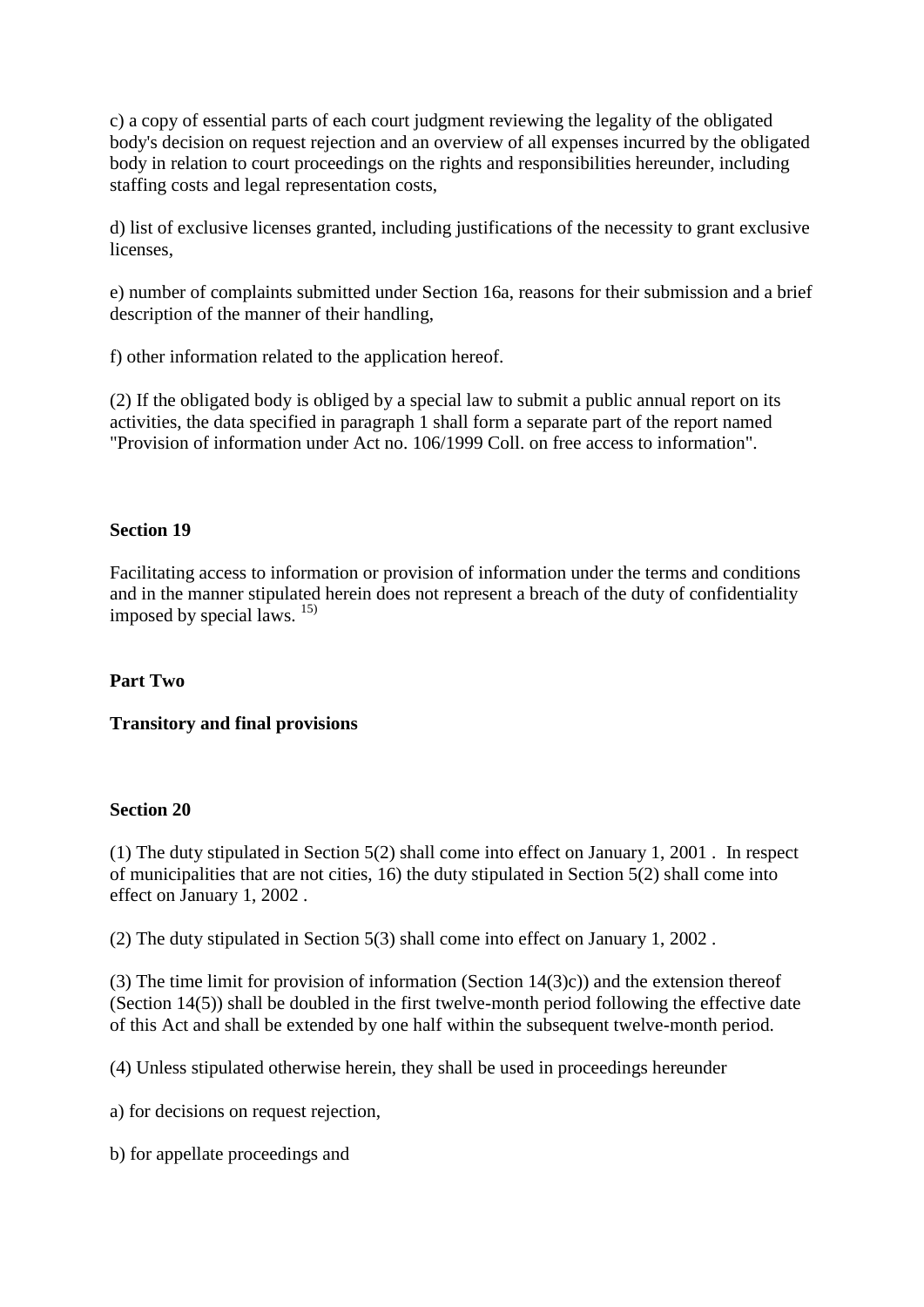c) a copy of essential parts of each court judgment reviewing the legality of the obligated body's decision on request rejection and an overview of all expenses incurred by the obligated body in relation to court proceedings on the rights and responsibilities hereunder, including staffing costs and legal representation costs,

d) list of exclusive licenses granted, including justifications of the necessity to grant exclusive licenses,

e) number of complaints submitted under Section 16a, reasons for their submission and a brief description of the manner of their handling,

f) other information related to the application hereof.

(2) If the obligated body is obliged by a special law to submit a public annual report on its activities, the data specified in paragraph 1 shall form a separate part of the report named "Provision of information under Act no. 106/1999 Coll. on free access to information".

**Section 19**

Facilitating access to information or provision of information under the terms and conditions and in the manner stipulated herein does not represent a breach of the duty of confidentiality imposed by special laws. [15)]

**Part Two**

**Transitory and final provisions**

**Section 20**

(1) The duty stipulated in Section 5(2) shall come into effect on January 1, 2001 . In respect of municipalities that are not cities, 16) the duty stipulated in Section 5(2) shall come into effect on January 1, 2002 .

(2) The duty stipulated in Section 5(3) shall come into effect on January 1, 2002 .

(3) The time limit for provision of information (Section 14(3)c)) and the extension thereof (Section 14(5)) shall be doubled in the first twelve-month period following the effective date of this Act and shall be extended by one half within the subsequent twelve-month period.

(4) Unless stipulated otherwise herein, they shall be used in proceedings hereunder

a) for decisions on request rejection,

b) for appellate proceedings and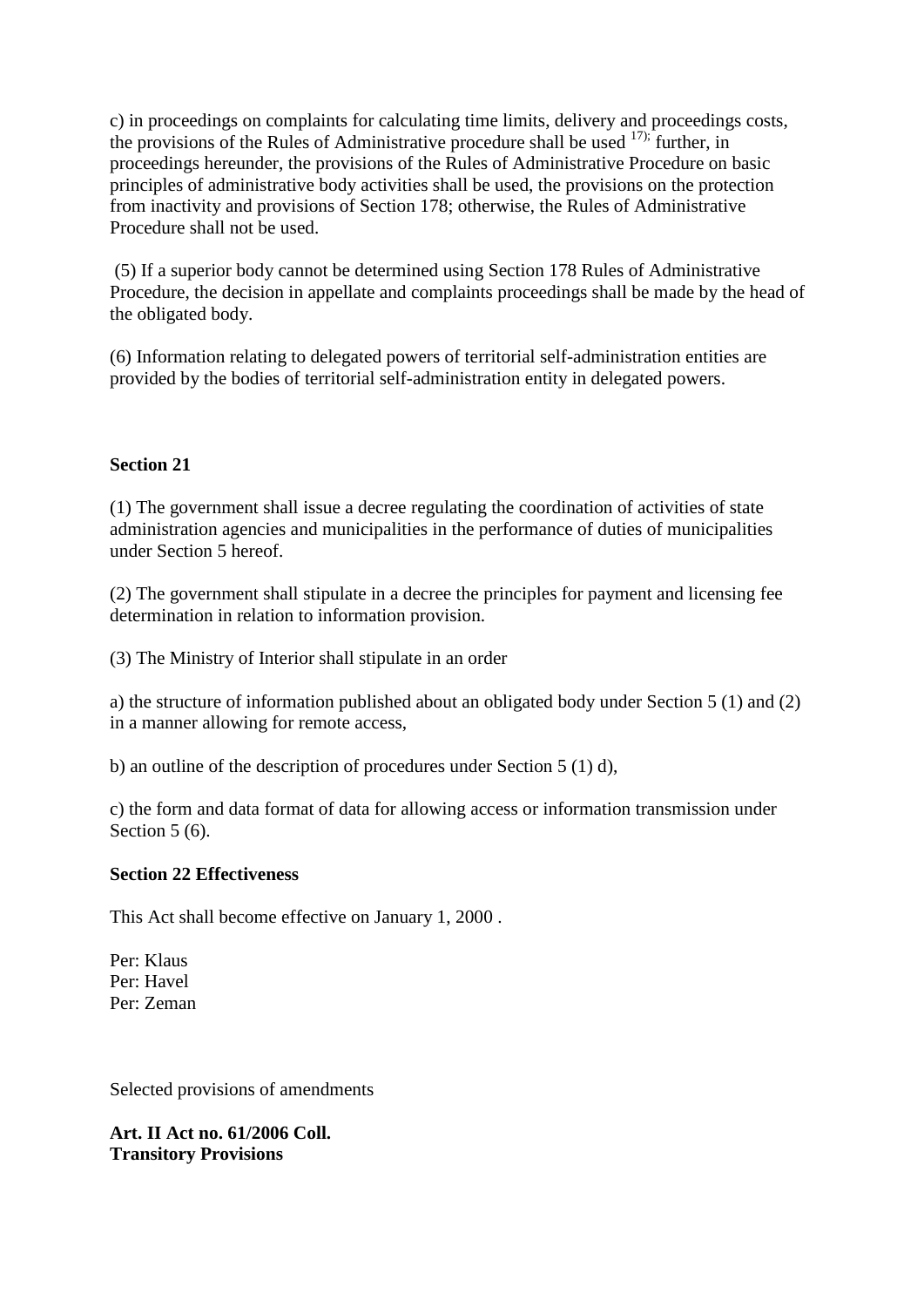c) in proceedings on complaints for calculating time limits, delivery and proceedings costs, the provisions of the Rules of Administrative procedure shall be used [17]; further, in proceedings hereunder, the provisions of the Rules of Administrative Procedure on basic principles of administrative body activities shall be used, the provisions on the protection from inactivity and provisions of Section 178; otherwise, the Rules of Administrative Procedure shall not be used.

(5) If a superior body cannot be determined using Section 178 Rules of Administrative Procedure, the decision in appellate and complaints proceedings shall be made by the head of the obligated body.

(6) Information relating to delegated powers of territorial self-administration entities are provided by the bodies of territorial self-administration entity in delegated powers.

**Section 21**

(1) The government shall issue a decree regulating the coordination of activities of state administration agencies and municipalities in the performance of duties of municipalities under Section 5 hereof.

(2) The government shall stipulate in a decree the principles for payment and licensing fee determination in relation to information provision.

(3) The Ministry of Interior shall stipulate in an order

a) the structure of information published about an obligated body under Section 5 (1) and (2) in a manner allowing for remote access,

b) an outline of the description of procedures under Section 5 (1) d),

c) the form and data format of data for allowing access or information transmission under Section 5 (6).

**Section 22 Effectiveness**

This Act shall become effective on January 1, 2000 .

Per: Klaus
Per: Havel
Per: Zeman

Selected provisions of amendments

**Art. II Act no. 61/2006 Coll.**
**Transitory Provisions**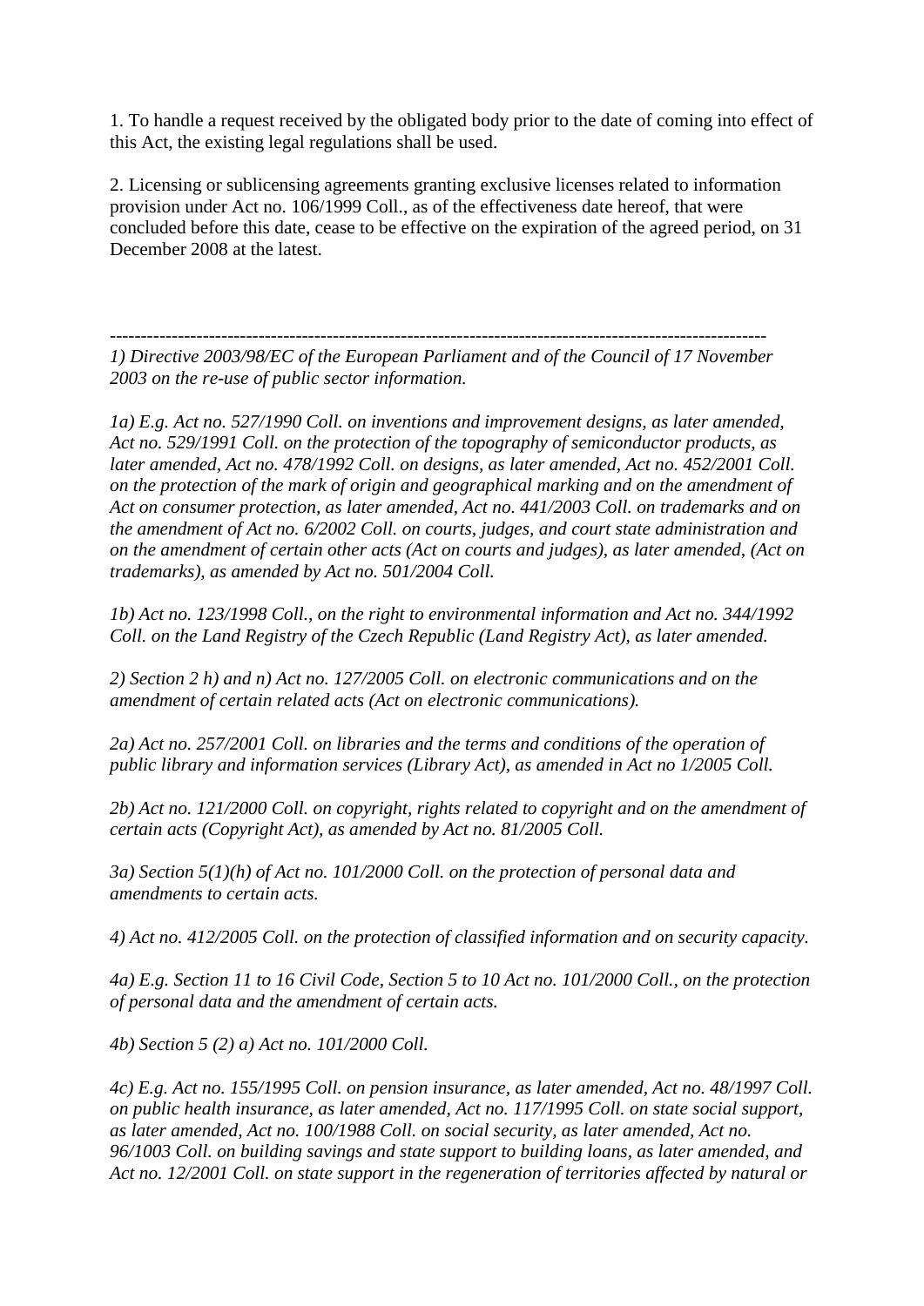1. To handle a request received by the obligated body prior to the date of coming into effect of this Act, the existing legal regulations shall be used.

2. Licensing or sublicensing agreements granting exclusive licenses related to information provision under Act no. 106/1999 Coll., as of the effectiveness date hereof, that were concluded before this date, cease to be effective on the expiration of the agreed period, on 31 December 2008 at the latest.

---

*1) Directive 2003/98/EC of the European Parliament and of the Council of 17 November 2003 on the re-use of public sector information.*

*1a) E.g. Act no. 527/1990 Coll. on inventions and improvement designs, as later amended, Act no. 529/1991 Coll. on the protection of the topography of semiconductor products, as later amended, Act no. 478/1992 Coll. on designs, as later amended, Act no. 452/2001 Coll. on the protection of the mark of origin and geographical marking and on the amendment of Act on consumer protection, as later amended, Act no. 441/2003 Coll. on trademarks and on the amendment of Act no. 6/2002 Coll. on courts, judges, and court state administration and on the amendment of certain other acts (Act on courts and judges), as later amended, (Act on trademarks), as amended by Act no. 501/2004 Coll.*

*1b) Act no. 123/1998 Coll., on the right to environmental information and Act no. 344/1992 Coll. on the Land Registry of the Czech Republic (Land Registry Act), as later amended.*

*2) Section 2 h) and n) Act no. 127/2005 Coll. on electronic communications and on the amendment of certain related acts (Act on electronic communications).*

*2a) Act no. 257/2001 Coll. on libraries and the terms and conditions of the operation of public library and information services (Library Act), as amended in Act no 1/2005 Coll.*

*2b) Act no. 121/2000 Coll. on copyright, rights related to copyright and on the amendment of certain acts (Copyright Act), as amended by Act no. 81/2005 Coll.*

*3a) Section 5(1)(h) of Act no. 101/2000 Coll. on the protection of personal data and amendments to certain acts.*

*4) Act no. 412/2005 Coll. on the protection of classified information and on security capacity.*

*4a) E.g. Section 11 to 16 Civil Code, Section 5 to 10 Act no. 101/2000 Coll., on the protection of personal data and the amendment of certain acts.*

*4b) Section 5 (2) a) Act no. 101/2000 Coll.*

*4c) E.g. Act no. 155/1995 Coll. on pension insurance, as later amended, Act no. 48/1997 Coll. on public health insurance, as later amended, Act no. 117/1995 Coll. on state social support, as later amended, Act no. 100/1988 Coll. on social security, as later amended, Act no. 96/1003 Coll. on building savings and state support to building loans, as later amended, and Act no. 12/2001 Coll. on state support in the regeneration of territories affected by natural or*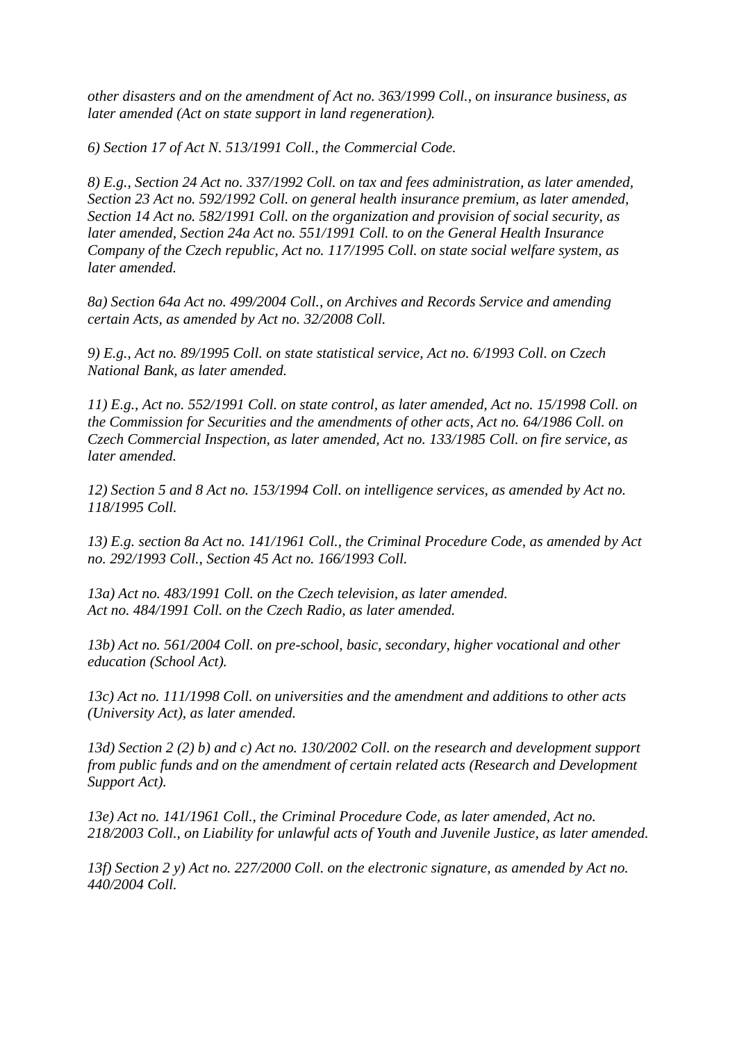*other disasters and on the amendment of Act no. 363/1999 Coll., on insurance business, as later amended (Act on state support in land regeneration).*

*6) Section 17 of Act N. 513/1991 Coll., the Commercial Code.*

*8) E.g., Section 24 Act no. 337/1992 Coll. on tax and fees administration, as later amended, Section 23 Act no. 592/1992 Coll. on general health insurance premium, as later amended, Section 14 Act no. 582/1991 Coll. on the organization and provision of social security, as later amended, Section 24a Act no. 551/1991 Coll. to on the General Health Insurance Company of the Czech republic, Act no. 117/1995 Coll. on state social welfare system, as later amended.*

*8a) Section 64a Act no. 499/2004 Coll., on Archives and Records Service and amending certain Acts, as amended by Act no. 32/2008 Coll.*

*9) E.g., Act no. 89/1995 Coll. on state statistical service, Act no. 6/1993 Coll. on Czech National Bank, as later amended.*

*11) E.g., Act no. 552/1991 Coll. on state control, as later amended, Act no. 15/1998 Coll. on the Commission for Securities and the amendments of other acts, Act no. 64/1986 Coll. on Czech Commercial Inspection, as later amended, Act no. 133/1985 Coll. on fire service, as later amended.*

*12) Section 5 and 8 Act no. 153/1994 Coll. on intelligence services, as amended by Act no. 118/1995 Coll.*

*13) E.g. section 8a Act no. 141/1961 Coll., the Criminal Procedure Code, as amended by Act no. 292/1993 Coll., Section 45 Act no. 166/1993 Coll.*

*13a) Act no. 483/1991 Coll. on the Czech television, as later amended.*
*Act no. 484/1991 Coll. on the Czech Radio, as later amended.*

*13b) Act no. 561/2004 Coll. on pre-school, basic, secondary, higher vocational and other education (School Act).*

*13c) Act no. 111/1998 Coll. on universities and the amendment and additions to other acts (University Act), as later amended.*

*13d) Section 2 (2) b) and c) Act no. 130/2002 Coll. on the research and development support from public funds and on the amendment of certain related acts (Research and Development Support Act).*

*13e) Act no. 141/1961 Coll., the Criminal Procedure Code, as later amended, Act no. 218/2003 Coll., on Liability for unlawful acts of Youth and Juvenile Justice, as later amended.*

*13f) Section 2 y) Act no. 227/2000 Coll. on the electronic signature, as amended by Act no. 440/2004 Coll.*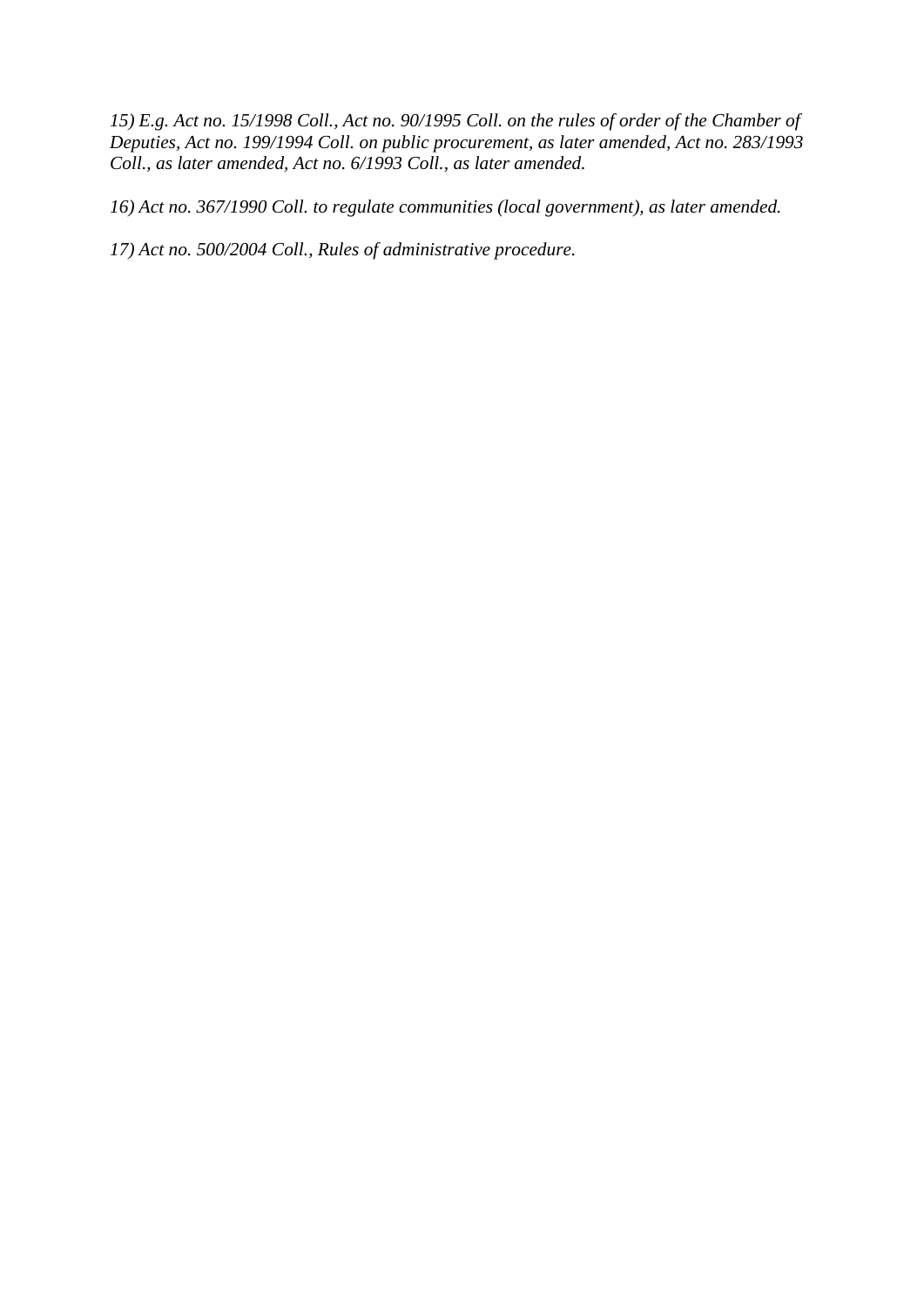*15) E.g. Act no. 15/1998 Coll., Act no. 90/1995 Coll. on the rules of order of the Chamber of Deputies, Act no. 199/1994 Coll. on public procurement, as later amended, Act no. 283/1993 Coll., as later amended, Act no. 6/1993 Coll., as later amended.*

*16) Act no. 367/1990 Coll. to regulate communities (local government), as later amended.*

*17) Act no. 500/2004 Coll., Rules of administrative procedure.*